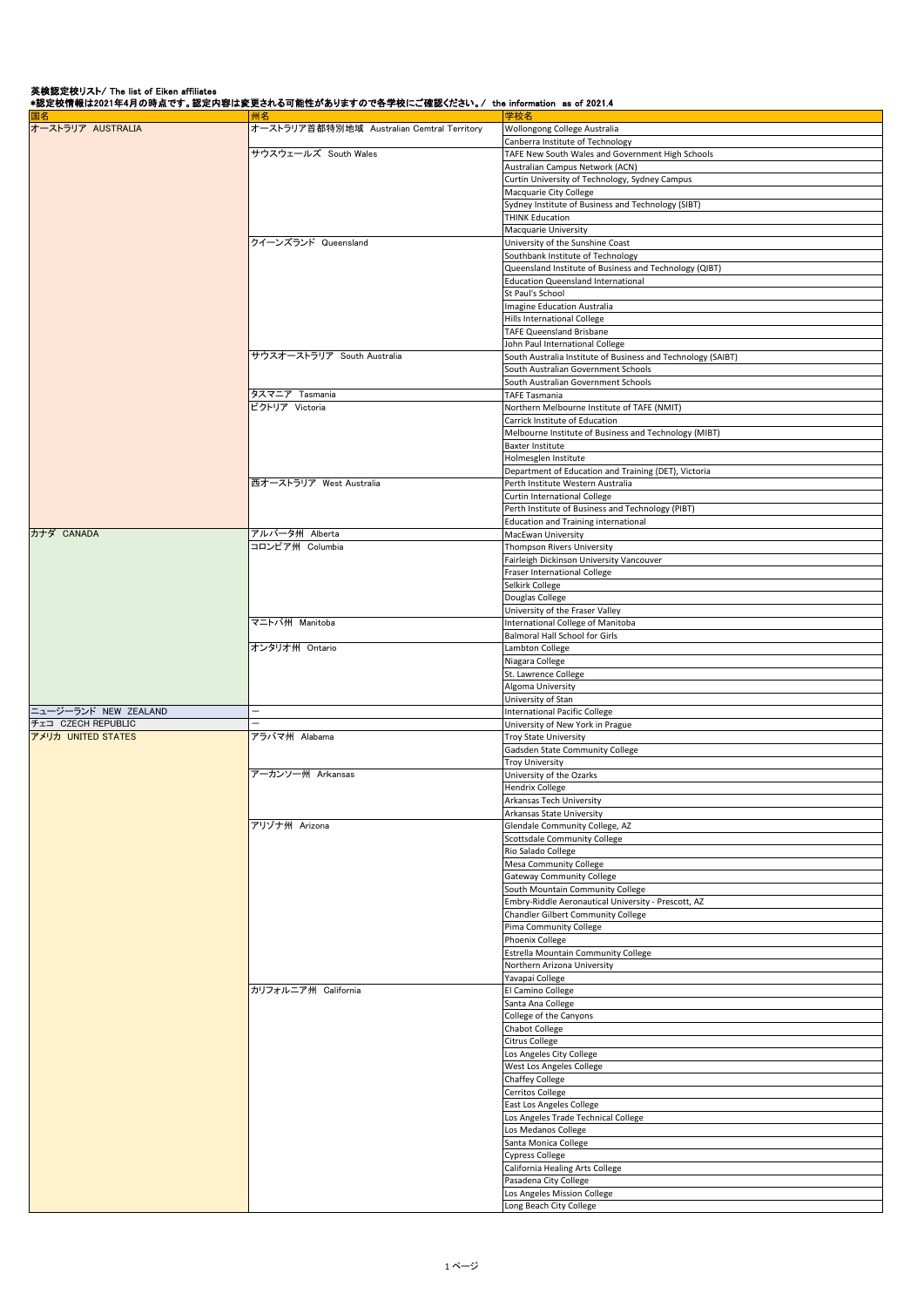**英検認定校リスト/ The list of Eiken affiliates**

**\*認定校情報は2021年4月の時点です。認定内容は変更される可能性がありますので各学校にご確認ください。/ the information as of 2021.4**

| 国名 | 州名 | 学校名 |
|---|---|---|
| オーストラリア AUSTRALIA | オーストラリア首都特別地域 Australian Cemtral Territory | Wollongong College Australia |
| | | Canberra Institute of Technology |
| | サウスウェールズ South Wales | TAFE New South Wales and Government High Schools |
| | | Australian Campus Network (ACN) |
| | | Curtin University of Technology, Sydney Campus |
| | | Macquarie City College |
| | | Sydney Institute of Business and Technology (SIBT) |
| | | THINK Education |
| | | Macquarie University |
| | クイーンズランド Queensland | University of the Sunshine Coast |
| | | Southbank Institute of Technology |
| | | Queensland Institute of Business and Technology (QIBT) |
| | | Education Queensland International |
| | | St Paul's School |
| | | Imagine Education Australia |
| | | Hills International College |
| | | TAFE Queensland Brisbane |
| | | John Paul International College |
| | サウスオーストラリア South Australia | South Australia Institute of Business and Technology (SAIBT) |
| | | South Australian Government Schools |
| | | South Australian Government Schools |
| | タスマニア Tasmania | TAFE Tasmania |
| | ビクトリア Victoria | Northern Melbourne Institute of TAFE (NMIT) |
| | | Carrick Institute of Education |
| | | Melbourne Institute of Business and Technology (MIBT) |
| | | Baxter Institute |
| | | Holmesglen Institute |
| | | Department of Education and Training (DET), Victoria |
| | 西オーストラリア West Australia | Perth Institute Western Australia |
| | | Curtin International College |
| | | Perth Institute of Business and Technology (PIBT) |
| | | Education and Training international |
| カナダ CANADA | アルバータ州 Alberta | MacEwan University |
| | コロンビア州 Columbia | Thompson Rivers University |
| | | Fairleigh Dickinson University Vancouver |
| | | Fraser International College |
| | | Selkirk College |
| | | Douglas College |
| | | University of the Fraser Valley |
| | マニトバ州 Manitoba | International College of Manitoba |
| | | Balmoral Hall School for Girls |
| | オンタリオ州 Ontario | Lambton College |
| | | Niagara College |
| | | St. Lawrence College |
| | | Algoma University |
| | | University of Stan |
| ニュージーランド NEW ZEALAND | ー | International Pacific College |
| チェコ CZECH REPUBLIC | ー | University of New York in Prague |
| アメリカ UNITED STATES | アラバマ州 Alabama | Troy State University |
| | | Gadsden State Community College |
| | | Troy University |
| | アーカンソー州 Arkansas | University of the Ozarks |
| | | Hendrix College |
| | | Arkansas Tech University |
| | | Arkansas State University |
| | アリゾナ州 Arizona | Glendale Community College, AZ |
| | | Scottsdale Community College |
| | | Rio Salado College |
| | | Mesa Community College |
| | | Gateway Community College |
| | | South Mountain Community College |
| | | Embry-Riddle Aeronautical University - Prescott, AZ |
| | | Chandler Gilbert Community College |
| | | Pima Community College |
| | | Phoenix College |
| | | Estrella Mountain Community College |
| | | Northern Arizona University |
| | | Yavapai College |
| | カリフォルニア州 California | El Camino College |
| | | Santa Ana College |
| | | College of the Canyons |
| | | Chabot College |
| | | Citrus College |
| | | Los Angeles City College |
| | | West Los Angeles College |
| | | Chaffey College |
| | | Cerritos College |
| | | East Los Angeles College |
| | | Los Angeles Trade Technical College |
| | | Los Medanos College |
| | | Santa Monica College |
| | | Cypress College |
| | | California Healing Arts College |
| | | Pasadena City College |
| | | Los Angeles Mission College |
| | | Long Beach City College |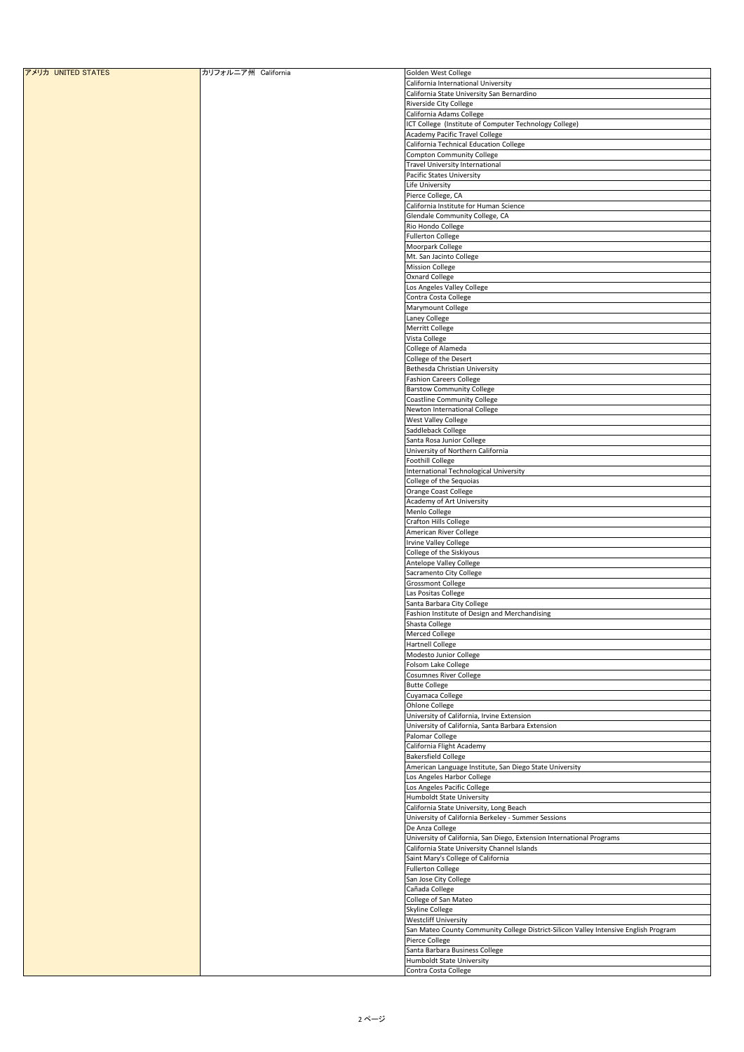| | | |
|---|---|---|
| アメリカ UNITED STATES | カリフォルニア州 California | Golden West College |
| | | California International University |
| | | California State University San Bernardino |
| | | Riverside City College |
| | | California Adams College |
| | | ICT College (Institute of Computer Technology College) |
| | | Academy Pacific Travel College |
| | | California Technical Education College |
| | | Compton Community College |
| | | Travel University International |
| | | Pacific States University |
| | | Life University |
| | | Pierce College, CA |
| | | California Institute for Human Science |
| | | Glendale Community College, CA |
| | | Rio Hondo College |
| | | Fullerton College |
| | | Moorpark College |
| | | Mt. San Jacinto College |
| | | Mission College |
| | | Oxnard College |
| | | Los Angeles Valley College |
| | | Contra Costa College |
| | | Marymount College |
| | | Laney College |
| | | Merritt College |
| | | Vista College |
| | | College of Alameda |
| | | College of the Desert |
| | | Bethesda Christian University |
| | | Fashion Careers College |
| | | Barstow Community College |
| | | Coastline Community College |
| | | Newton International College |
| | | West Valley College |
| | | Saddleback College |
| | | Santa Rosa Junior College |
| | | University of Northern California |
| | | Foothill College |
| | | International Technological University |
| | | College of the Sequoias |
| | | Orange Coast College |
| | | Academy of Art University |
| | | Menlo College |
| | | Crafton Hills College |
| | | American River College |
| | | Irvine Valley College |
| | | College of the Siskiyous |
| | | Antelope Valley College |
| | | Sacramento City College |
| | | Grossmont College |
| | | Las Positas College |
| | | Santa Barbara City College |
| | | Fashion Institute of Design and Merchandising |
| | | Shasta College |
| | | Merced College |
| | | Hartnell College |
| | | Modesto Junior College |
| | | Folsom Lake College |
| | | Cosumnes River College |
| | | Butte College |
| | | Cuyamaca College |
| | | Ohlone College |
| | | University of California, Irvine Extension |
| | | University of California, Santa Barbara Extension |
| | | Palomar College |
| | | California Flight Academy |
| | | Bakersfield College |
| | | American Language Institute, San Diego State University |
| | | Los Angeles Harbor College |
| | | Los Angeles Pacific College |
| | | Humboldt State University |
| | | California State University, Long Beach |
| | | University of California Berkeley - Summer Sessions |
| | | De Anza College |
| | | University of California, San Diego, Extension International Programs |
| | | California State University Channel Islands |
| | | Saint Mary's College of California |
| | | Fullerton College |
| | | San Jose City College |
| | | Cañada College |
| | | College of San Mateo |
| | | Skyline College |
| | | Westcliff University |
| | | San Mateo County Community College District-Silicon Valley Intensive English Program |
| | | Pierce College |
| | | Santa Barbara Business College |
| | | Humboldt State University |
| | | Contra Costa College |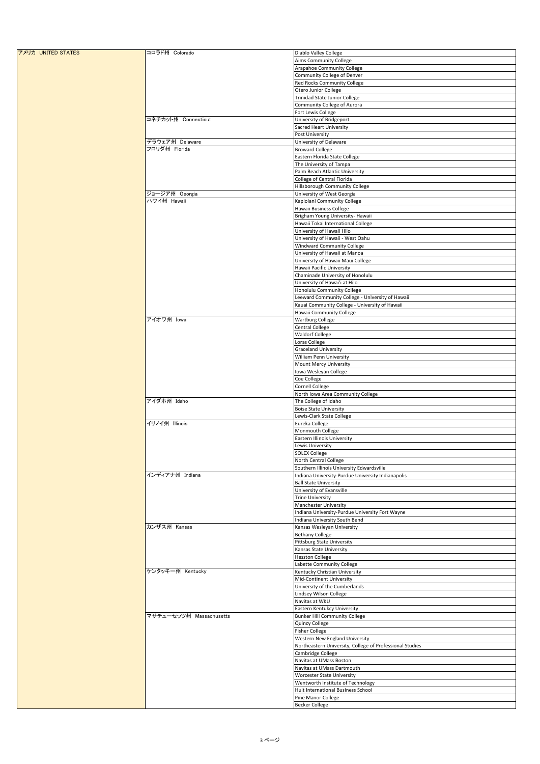| アメリカ UNITED STATES | コロラド州 Colorado | Diablo Valley College |
|---|---|---|
| | | Aims Community College |
| | | Arapahoe Community College |
| | | Community College of Denver |
| | | Red Rocks Community College |
| | | Otero Junior College |
| | | Trinidad State Junior College |
| | | Community College of Aurora |
| | | Fort Lewis College |
| | コネチカット州 Connecticut | University of Bridgeport |
| | | Sacred Heart University |
| | | Post University |
| | デラウェア州 Delaware | University of Delaware |
| | フロリダ州 Florida | Broward College |
| | | Eastern Florida State College |
| | | The University of Tampa |
| | | Palm Beach Atlantic University |
| | | College of Central Florida |
| | | Hillsborough Community College |
| | ジョージア州 Georgia | University of West Georgia |
| | ハワイ州 Hawaii | Kapiolani Community College |
| | | Hawaii Business College |
| | | Brigham Young University- Hawaii |
| | | Hawaii Tokai International College |
| | | University of Hawaii Hilo |
| | | University of Hawaii - West Oahu |
| | | Windward Community College |
| | | University of Hawaii at Manoa |
| | | University of Hawaii Maui College |
| | | Hawaii Pacific University |
| | | Chaminade University of Honolulu |
| | | University of Hawai'i at Hilo |
| | | Honolulu Community College |
| | | Leeward Community College - University of Hawaii |
| | | Kauai Community College - University of Hawaii |
| | | Hawaii Community College |
| | アイオワ州 Iowa | Wartburg College |
| | | Central College |
| | | Waldorf College |
| | | Loras College |
| | | Graceland University |
| | | William Penn University |
| | | Mount Mercy University |
| | | Iowa Wesleyan College |
| | | Coe College |
| | | Cornell College |
| | | North Iowa Area Community College |
| | アイダホ州 Idaho | The College of Idaho |
| | | Boise State University |
| | | Lewis-Clark State College |
| | イリノイ州 Illinois | Eureka College |
| | | Monmouth College |
| | | Eastern Illinois University |
| | | Lewis University |
| | | SOLEX College |
| | | North Central College |
| | | Southern Illinois University Edwardsville |
| | インディアナ州 Indiana | Indiana University-Purdue University Indianapolis |
| | | Ball State University |
| | | University of Evansville |
| | | Trine University |
| | | Manchester University |
| | | Indiana University-Purdue University Fort Wayne |
| | | Indiana University South Bend |
| | カンザス州 Kansas | Kansas Wesleyan University |
| | | Bethany College |
| | | Pittsburg State University |
| | | Kansas State University |
| | | Hesston College |
| | | Labette Community College |
| | ケンタッキー州 Kentucky | Kentucky Christian University |
| | | Mid-Continent University |
| | | University of the Cumberlands |
| | | Lindsey Wilson College |
| | | Navitas at WKU |
| | | Eastern Kentukcy University |
| | マサチューセッツ州 Massachusetts | Bunker Hill Community College |
| | | Quincy College |
| | | Fisher College |
| | | Western New England University |
| | | Northeastern University, College of Professional Studies |
| | | Cambridge College |
| | | Navitas at UMass Boston |
| | | Navitas at UMass Dartmouth |
| | | Worcester State University |
| | | Wentworth Institute of Technology |
| | | Hult International Business School |
| | | Pine Manor College |
| | | Becker College |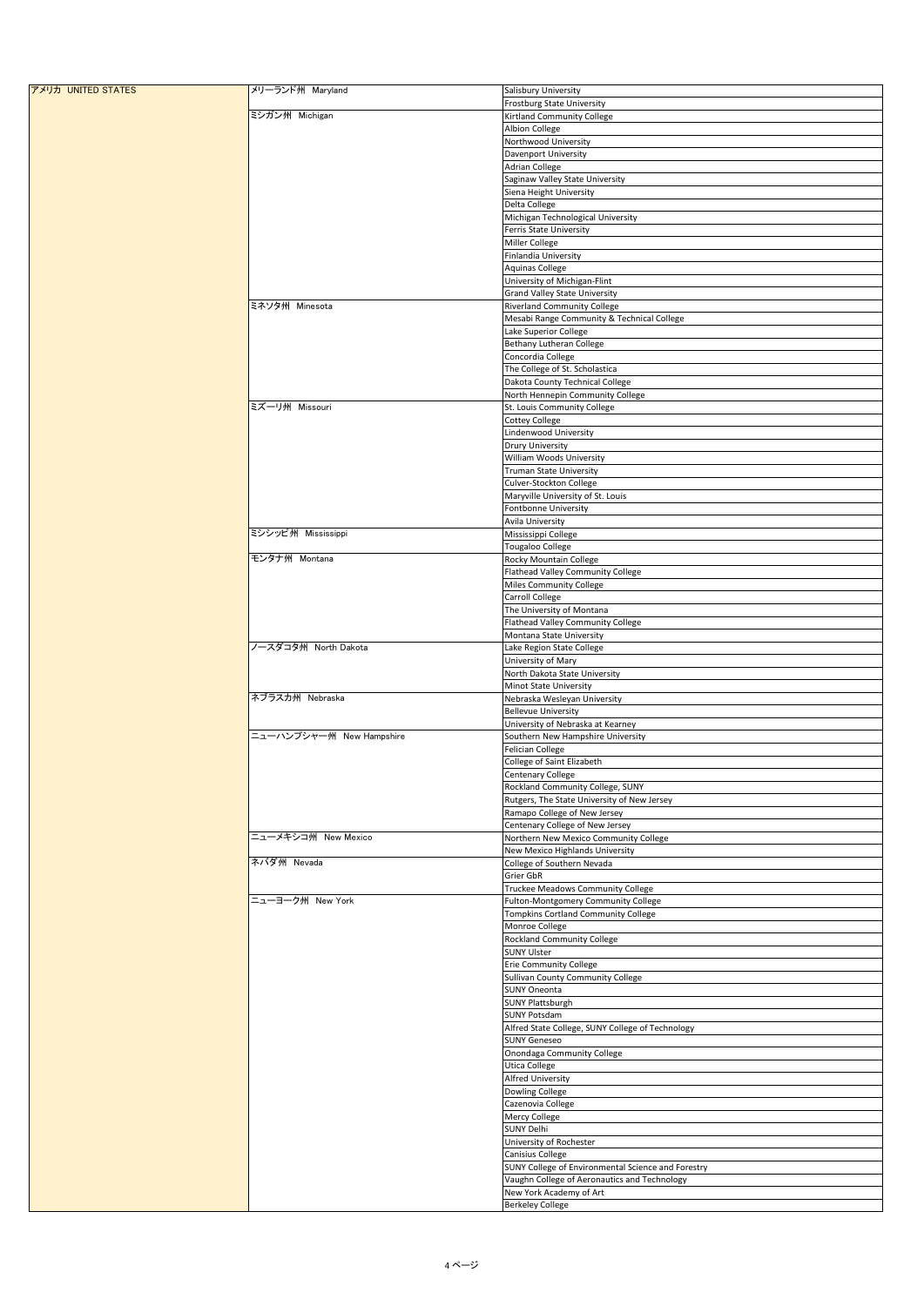| | | |
|---|---|---|
| アメリカ UNITED STATES | メリーランド州 Maryland | Salisbury University |
| | | Frostburg State University |
| | ミシガン州 Michigan | Kirtland Community College |
| | | Albion College |
| | | Northwood University |
| | | Davenport University |
| | | Adrian College |
| | | Saginaw Valley State University |
| | | Siena Height University |
| | | Delta College |
| | | Michigan Technological University |
| | | Ferris State University |
| | | Miller College |
| | | Finlandia University |
| | | Aquinas College |
| | | University of Michigan-Flint |
| | | Grand Valley State University |
| | ミネソタ州 Minesota | Riverland Community College |
| | | Mesabi Range Community & Technical College |
| | | Lake Superior College |
| | | Bethany Lutheran College |
| | | Concordia College |
| | | The College of St. Scholastica |
| | | Dakota County Technical College |
| | | North Hennepin Community College |
| | ミズーリ州 Missouri | St. Louis Community College |
| | | Cottey College |
| | | Lindenwood University |
| | | Drury University |
| | | William Woods University |
| | | Truman State University |
| | | Culver-Stockton College |
| | | Maryville University of St. Louis |
| | | Fontbonne University |
| | | Avila University |
| | ミシシッピ州 Mississippi | Mississippi College |
| | | Tougaloo College |
| | モンタナ州 Montana | Rocky Mountain College |
| | | Flathead Valley Community College |
| | | Miles Community College |
| | | Carroll College |
| | | The University of Montana |
| | | Flathead Valley Community College |
| | | Montana State University |
| | ノースダコタ州 North Dakota | Lake Region State College |
| | | University of Mary |
| | | North Dakota State University |
| | | Minot State University |
| | ネブラスカ州 Nebraska | Nebraska Wesleyan University |
| | | Bellevue University |
| | | University of Nebraska at Kearney |
| | ニューハンプシャー州 New Hampshire | Southern New Hampshire University |
| | | Felician College |
| | | College of Saint Elizabeth |
| | | Centenary College |
| | | Rockland Community College, SUNY |
| | | Rutgers, The State University of New Jersey |
| | | Ramapo College of New Jersey |
| | | Centenary College of New Jersey |
| | ニューメキシコ州 New Mexico | Northern New Mexico Community College |
| | | New Mexico Highlands University |
| | ネバダ州 Nevada | College of Southern Nevada |
| | | Grier GbR |
| | | Truckee Meadows Community College |
| | ニューヨーク州 New York | Fulton-Montgomery Community College |
| | | Tompkins Cortland Community College |
| | | Monroe College |
| | | Rockland Community College |
| | | SUNY Ulster |
| | | Erie Community College |
| | | Sullivan County Community College |
| | | SUNY Oneonta |
| | | SUNY Plattsburgh |
| | | SUNY Potsdam |
| | | Alfred State College, SUNY College of Technology |
| | | SUNY Geneseo |
| | | Onondaga Community College |
| | | Utica College |
| | | Alfred University |
| | | Dowling College |
| | | Cazenovia College |
| | | Mercy College |
| | | SUNY Delhi |
| | | University of Rochester |
| | | Canisius College |
| | | SUNY College of Environmental Science and Forestry |
| | | Vaughn College of Aeronautics and Technology |
| | | New York Academy of Art |
| | | Berkeley College |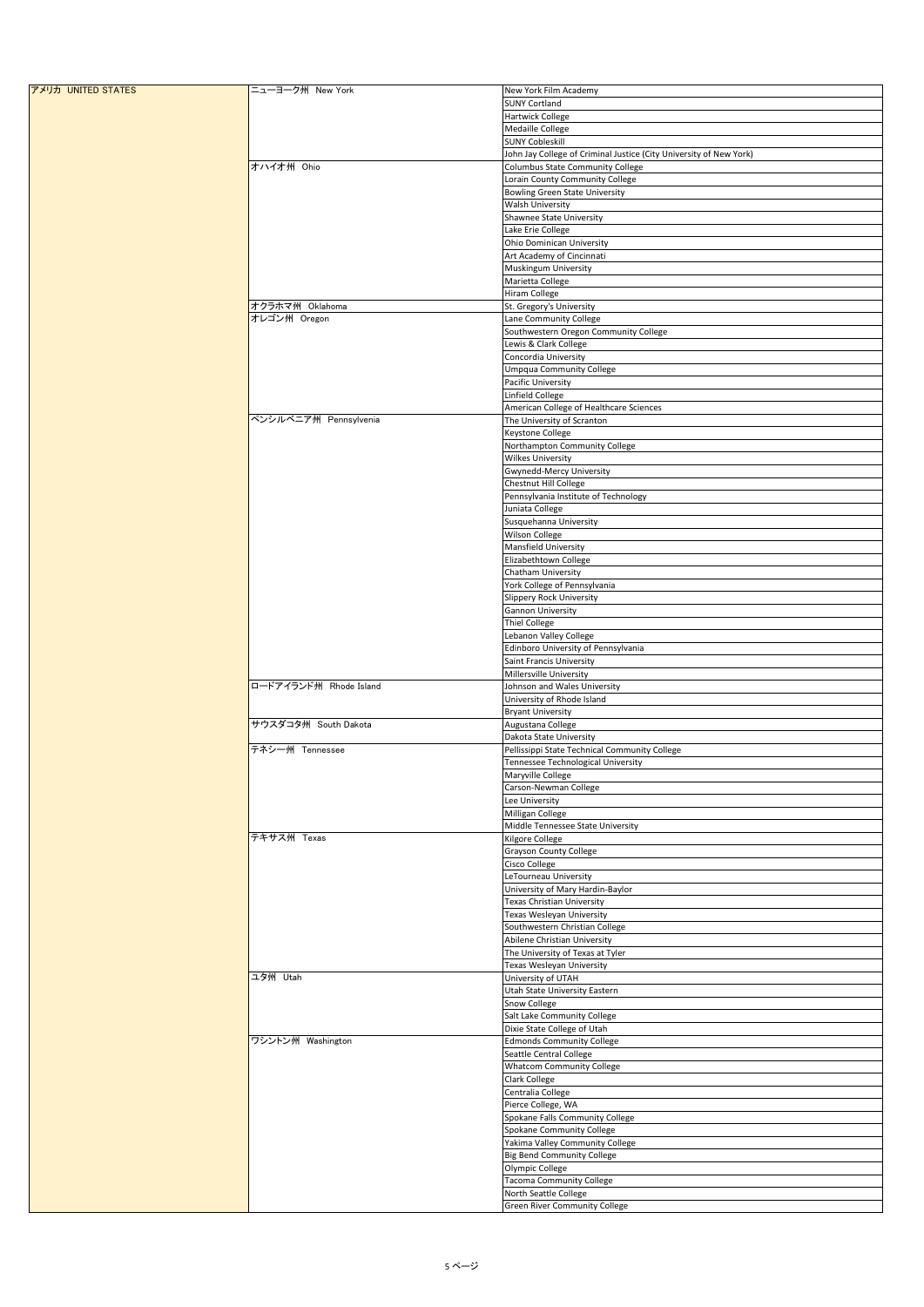| | | |
|---|---|---|
| アメリカ UNITED STATES | ニューヨーク州 New York | New York Film Academy |
| | | SUNY Cortland |
| | | Hartwick College |
| | | Medaille College |
| | | SUNY Cobleskill |
| | | John Jay College of Criminal Justice (City University of New York) |
| | オハイオ州 Ohio | Columbus State Community College |
| | | Lorain County Community College |
| | | Bowling Green State University |
| | | Walsh University |
| | | Shawnee State University |
| | | Lake Erie College |
| | | Ohio Dominican University |
| | | Art Academy of Cincinnati |
| | | Muskingum University |
| | | Marietta College |
| | | Hiram College |
| | オクラホマ州 Oklahoma | St. Gregory's University |
| | オレゴン州 Oregon | Lane Community College |
| | | Southwestern Oregon Community College |
| | | Lewis & Clark College |
| | | Concordia University |
| | | Umpqua Community College |
| | | Pacific University |
| | | Linfield College |
| | | American College of Healthcare Sciences |
| | ペンシルベニア州 Pennsylvenia | The University of Scranton |
| | | Keystone College |
| | | Northampton Community College |
| | | Wilkes University |
| | | Gwynedd-Mercy University |
| | | Chestnut Hill College |
| | | Pennsylvania Institute of Technology |
| | | Juniata College |
| | | Susquehanna University |
| | | Wilson College |
| | | Mansfield University |
| | | Elizabethtown College |
| | | Chatham University |
| | | York College of Pennsylvania |
| | | Slippery Rock University |
| | | Gannon University |
| | | Thiel College |
| | | Lebanon Valley College |
| | | Edinboro University of Pennsylvania |
| | | Saint Francis University |
| | | Millersville University |
| | ロードアイランド州 Rhode Island | Johnson and Wales University |
| | | University of Rhode Island |
| | | Bryant University |
| | サウスダコタ州 South Dakota | Augustana College |
| | | Dakota State University |
| | テネシー州 Tennessee | Pellissippi State Technical Community College |
| | | Tennessee Technological University |
| | | Maryville College |
| | | Carson-Newman College |
| | | Lee University |
| | | Milligan College |
| | | Middle Tennessee State University |
| | テキサス州 Texas | Kilgore College |
| | | Grayson County College |
| | | Cisco College |
| | | LeTourneau University |
| | | University of Mary Hardin-Baylor |
| | | Texas Christian University |
| | | Texas Wesleyan University |
| | | Southwestern Christian College |
| | | Abilene Christian University |
| | | The University of Texas at Tyler |
| | | Texas Wesleyan University |
| | ユタ州 Utah | University of UTAH |
| | | Utah State University Eastern |
| | | Snow College |
| | | Salt Lake Community College |
| | | Dixie State College of Utah |
| | ワシントン州 Washington | Edmonds Community College |
| | | Seattle Central College |
| | | Whatcom Community College |
| | | Clark College |
| | | Centralia College |
| | | Pierce College, WA |
| | | Spokane Falls Community College |
| | | Spokane Community College |
| | | Yakima Valley Community College |
| | | Big Bend Community College |
| | | Olympic College |
| | | Tacoma Community College |
| | | North Seattle College |
| | | Green River Community College |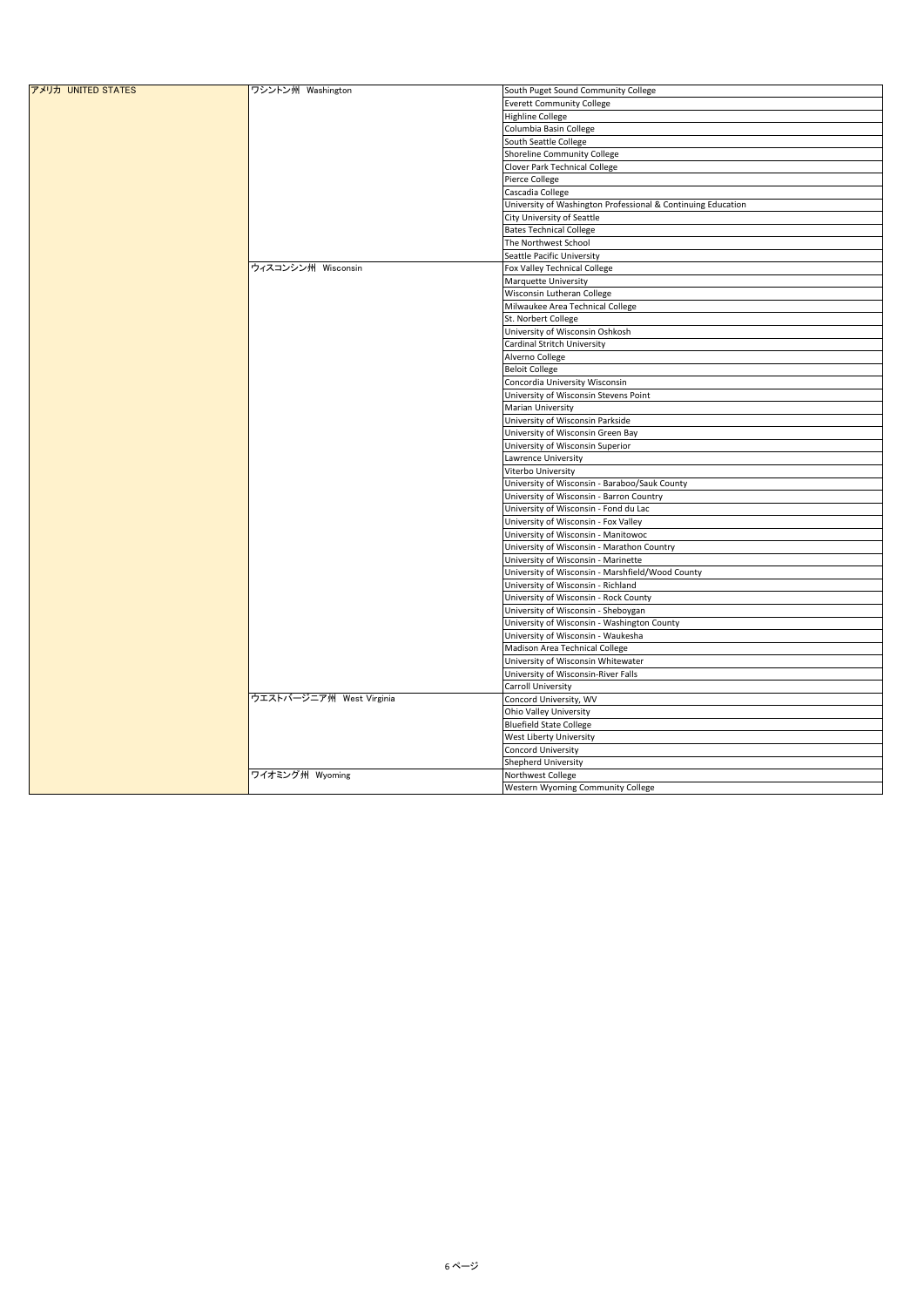| | | |
|---|---|---|
| アメリカ UNITED STATES | ワシントン州 Washington | South Puget Sound Community College |
| | | Everett Community College |
| | | Highline College |
| | | Columbia Basin College |
| | | South Seattle College |
| | | Shoreline Community College |
| | | Clover Park Technical College |
| | | Pierce College |
| | | Cascadia College |
| | | University of Washington Professional & Continuing Education |
| | | City University of Seattle |
| | | Bates Technical College |
| | | The Northwest School |
| | | Seattle Pacific University |
| | ウィスコンシン州 Wisconsin | Fox Valley Technical College |
| | | Marquette University |
| | | Wisconsin Lutheran College |
| | | Milwaukee Area Technical College |
| | | St. Norbert College |
| | | University of Wisconsin Oshkosh |
| | | Cardinal Stritch University |
| | | Alverno College |
| | | Beloit College |
| | | Concordia University Wisconsin |
| | | University of Wisconsin Stevens Point |
| | | Marian University |
| | | University of Wisconsin Parkside |
| | | University of Wisconsin Green Bay |
| | | University of Wisconsin Superior |
| | | Lawrence University |
| | | Viterbo University |
| | | University of Wisconsin - Baraboo/Sauk County |
| | | University of Wisconsin - Barron Country |
| | | University of Wisconsin - Fond du Lac |
| | | University of Wisconsin - Fox Valley |
| | | University of Wisconsin - Manitowoc |
| | | University of Wisconsin - Marathon Country |
| | | University of Wisconsin - Marinette |
| | | University of Wisconsin - Marshfield/Wood County |
| | | University of Wisconsin - Richland |
| | | University of Wisconsin - Rock County |
| | | University of Wisconsin - Sheboygan |
| | | University of Wisconsin - Washington County |
| | | University of Wisconsin - Waukesha |
| | | Madison Area Technical College |
| | | University of Wisconsin Whitewater |
| | | University of Wisconsin-River Falls |
| | | Carroll University |
| | ウエストバージニア州 West Virginia | Concord University, WV |
| | | Ohio Valley University |
| | | Bluefield State College |
| | | West Liberty University |
| | | Concord University |
| | | Shepherd University |
| | ワイオミング州 Wyoming | Northwest College |
| | | Western Wyoming Community College |